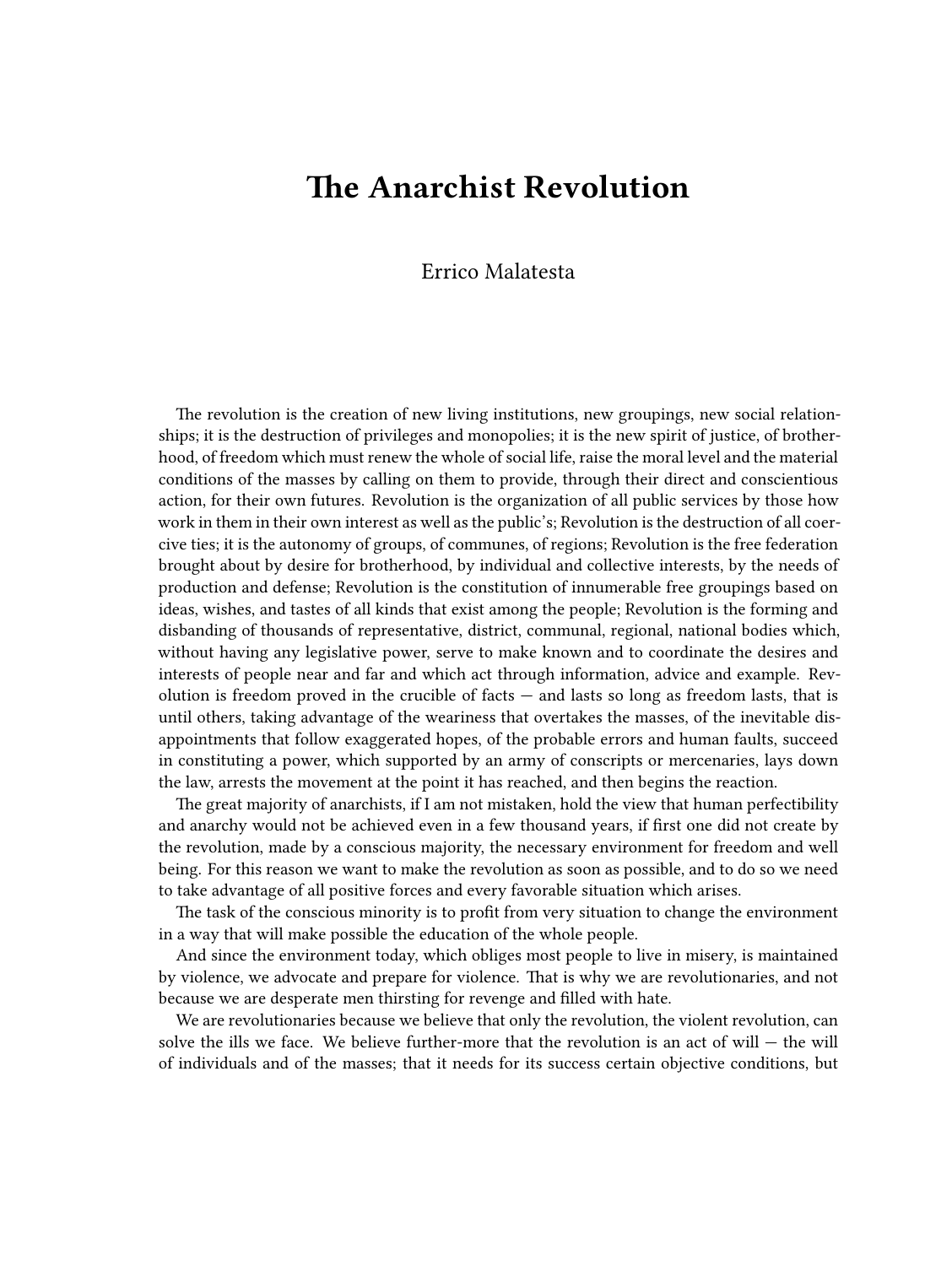# The Anarchist Revolution

Errico Malatesta

The revolution is the creation of new living institutions, new groupings, new social relationships; it is the destruction of privileges and monopolies; it is the new spirit of justice, of brotherhood, of freedom which must renew the whole of social life, raise the moral level and the material conditions of the masses by calling on them to provide, through their direct and conscientious action, for their own futures. Revolution is the organization of all public services by those how work in them in their own interest as well as the public's; Revolution is the destruction of all coercive ties; it is the autonomy of groups, of communes, of regions; Revolution is the free federation brought about by desire for brotherhood, by individual and collective interests, by the needs of production and defense; Revolution is the constitution of innumerable free groupings based on ideas, wishes, and tastes of all kinds that exist among the people; Revolution is the forming and disbanding of thousands of representative, district, communal, regional, national bodies which, without having any legislative power, serve to make known and to coordinate the desires and interests of people near and far and which act through information, advice and example. Revolution is freedom proved in the crucible of facts — and lasts so long as freedom lasts, that is until others, taking advantage of the weariness that overtakes the masses, of the inevitable disappointments that follow exaggerated hopes, of the probable errors and human faults, succeed in constituting a power, which supported by an army of conscripts or mercenaries, lays down the law, arrests the movement at the point it has reached, and then begins the reaction.

The great majority of anarchists, if I am not mistaken, hold the view that human perfectibility and anarchy would not be achieved even in a few thousand years, if first one did not create by the revolution, made by a conscious majority, the necessary environment for freedom and well being. For this reason we want to make the revolution as soon as possible, and to do so we need to take advantage of all positive forces and every favorable situation which arises.

The task of the conscious minority is to profit from very situation to change the environment in a way that will make possible the education of the whole people.

And since the environment today, which obliges most people to live in misery, is maintained by violence, we advocate and prepare for violence. That is why we are revolutionaries, and not because we are desperate men thirsting for revenge and filled with hate.

We are revolutionaries because we believe that only the revolution, the violent revolution, can solve the ills we face. We believe further-more that the revolution is an act of will — the will of individuals and of the masses; that it needs for its success certain objective conditions, but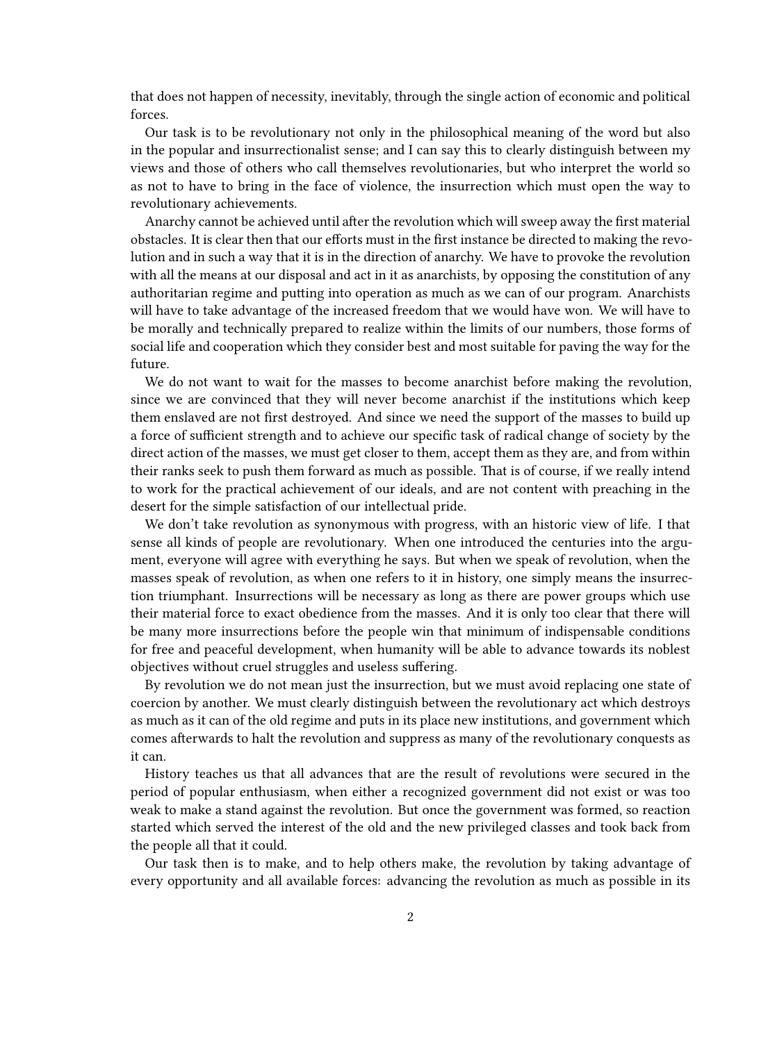that does not happen of necessity, inevitably, through the single action of economic and political forces.

Our task is to be revolutionary not only in the philosophical meaning of the word but also in the popular and insurrectionalist sense; and I can say this to clearly distinguish between my views and those of others who call themselves revolutionaries, but who interpret the world so as not to have to bring in the face of violence, the insurrection which must open the way to revolutionary achievements.

Anarchy cannot be achieved until after the revolution which will sweep away the first material obstacles. It is clear then that our efforts must in the first instance be directed to making the revolution and in such a way that it is in the direction of anarchy. We have to provoke the revolution with all the means at our disposal and act in it as anarchists, by opposing the constitution of any authoritarian regime and putting into operation as much as we can of our program. Anarchists will have to take advantage of the increased freedom that we would have won. We will have to be morally and technically prepared to realize within the limits of our numbers, those forms of social life and cooperation which they consider best and most suitable for paving the way for the future.

We do not want to wait for the masses to become anarchist before making the revolution, since we are convinced that they will never become anarchist if the institutions which keep them enslaved are not first destroyed. And since we need the support of the masses to build up a force of sufficient strength and to achieve our specific task of radical change of society by the direct action of the masses, we must get closer to them, accept them as they are, and from within their ranks seek to push them forward as much as possible. That is of course, if we really intend to work for the practical achievement of our ideals, and are not content with preaching in the desert for the simple satisfaction of our intellectual pride.

We don't take revolution as synonymous with progress, with an historic view of life. I that sense all kinds of people are revolutionary. When one introduced the centuries into the argument, everyone will agree with everything he says. But when we speak of revolution, when the masses speak of revolution, as when one refers to it in history, one simply means the insurrection triumphant. Insurrections will be necessary as long as there are power groups which use their material force to exact obedience from the masses. And it is only too clear that there will be many more insurrections before the people win that minimum of indispensable conditions for free and peaceful development, when humanity will be able to advance towards its noblest objectives without cruel struggles and useless suffering.

By revolution we do not mean just the insurrection, but we must avoid replacing one state of coercion by another. We must clearly distinguish between the revolutionary act which destroys as much as it can of the old regime and puts in its place new institutions, and government which comes afterwards to halt the revolution and suppress as many of the revolutionary conquests as it can.

History teaches us that all advances that are the result of revolutions were secured in the period of popular enthusiasm, when either a recognized government did not exist or was too weak to make a stand against the revolution. But once the government was formed, so reaction started which served the interest of the old and the new privileged classes and took back from the people all that it could.

Our task then is to make, and to help others make, the revolution by taking advantage of every opportunity and all available forces: advancing the revolution as much as possible in its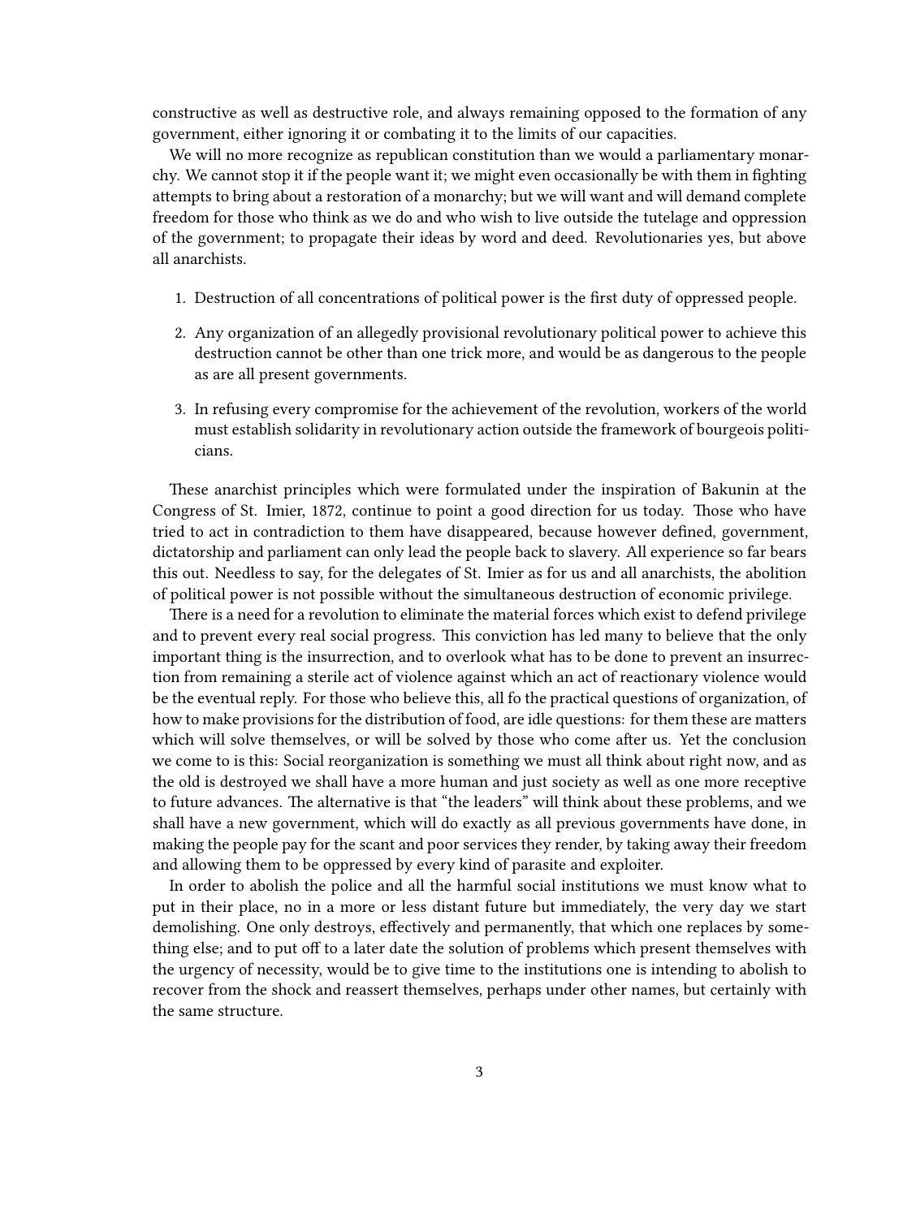constructive as well as destructive role, and always remaining opposed to the formation of any government, either ignoring it or combating it to the limits of our capacities.

We will no more recognize as republican constitution than we would a parliamentary monarchy. We cannot stop it if the people want it; we might even occasionally be with them in fighting attempts to bring about a restoration of a monarchy; but we will want and will demand complete freedom for those who think as we do and who wish to live outside the tutelage and oppression of the government; to propagate their ideas by word and deed. Revolutionaries yes, but above all anarchists.

1. Destruction of all concentrations of political power is the first duty of oppressed people.
2. Any organization of an allegedly provisional revolutionary political power to achieve this destruction cannot be other than one trick more, and would be as dangerous to the people as are all present governments.
3. In refusing every compromise for the achievement of the revolution, workers of the world must establish solidarity in revolutionary action outside the framework of bourgeois politicians.

These anarchist principles which were formulated under the inspiration of Bakunin at the Congress of St. Imier, 1872, continue to point a good direction for us today. Those who have tried to act in contradiction to them have disappeared, because however defined, government, dictatorship and parliament can only lead the people back to slavery. All experience so far bears this out. Needless to say, for the delegates of St. Imier as for us and all anarchists, the abolition of political power is not possible without the simultaneous destruction of economic privilege.

There is a need for a revolution to eliminate the material forces which exist to defend privilege and to prevent every real social progress. This conviction has led many to believe that the only important thing is the insurrection, and to overlook what has to be done to prevent an insurrection from remaining a sterile act of violence against which an act of reactionary violence would be the eventual reply. For those who believe this, all fo the practical questions of organization, of how to make provisions for the distribution of food, are idle questions: for them these are matters which will solve themselves, or will be solved by those who come after us. Yet the conclusion we come to is this: Social reorganization is something we must all think about right now, and as the old is destroyed we shall have a more human and just society as well as one more receptive to future advances. The alternative is that "the leaders" will think about these problems, and we shall have a new government, which will do exactly as all previous governments have done, in making the people pay for the scant and poor services they render, by taking away their freedom and allowing them to be oppressed by every kind of parasite and exploiter.

In order to abolish the police and all the harmful social institutions we must know what to put in their place, no in a more or less distant future but immediately, the very day we start demolishing. One only destroys, effectively and permanently, that which one replaces by something else; and to put off to a later date the solution of problems which present themselves with the urgency of necessity, would be to give time to the institutions one is intending to abolish to recover from the shock and reassert themselves, perhaps under other names, but certainly with the same structure.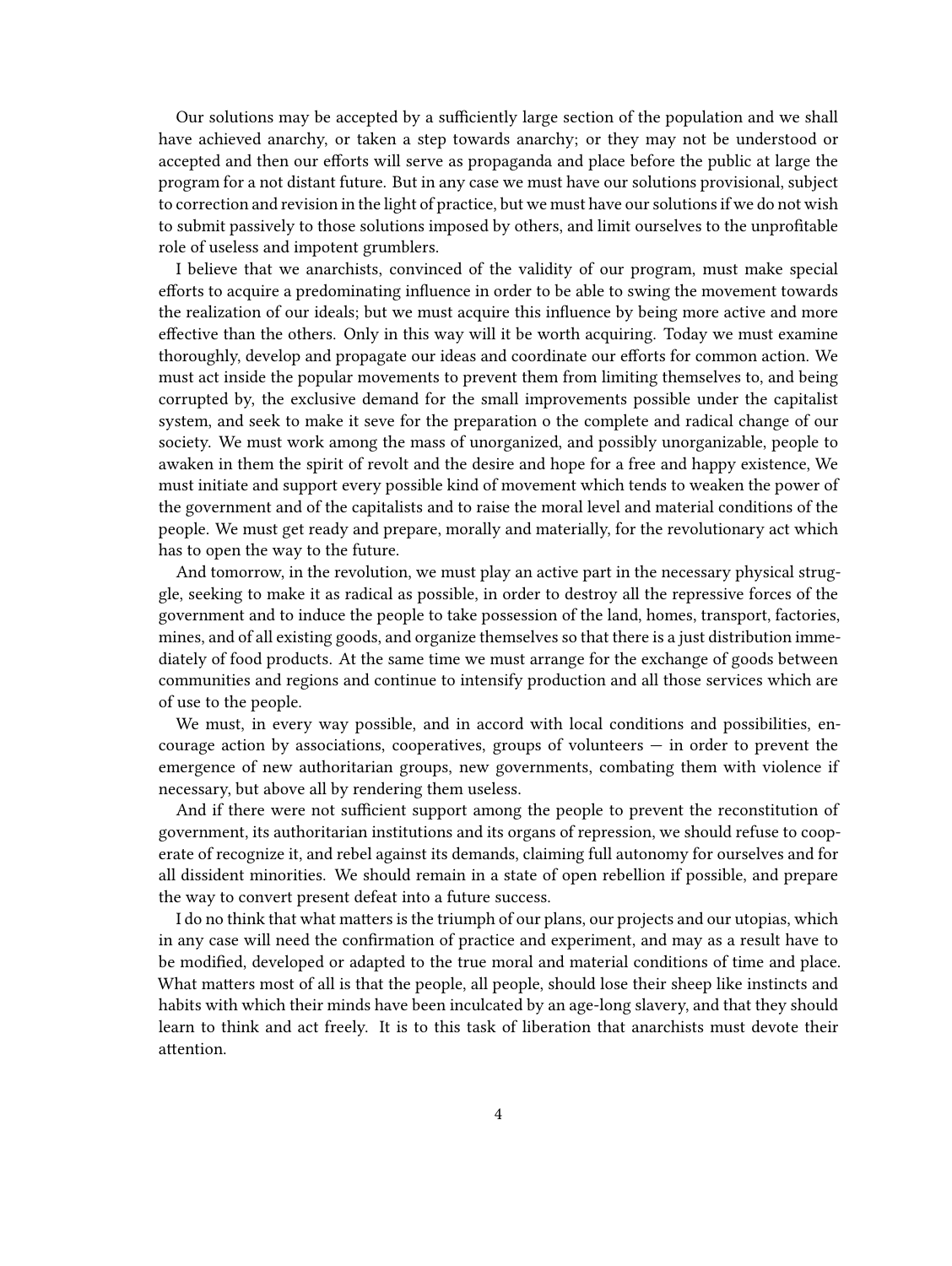Our solutions may be accepted by a sufficiently large section of the population and we shall have achieved anarchy, or taken a step towards anarchy; or they may not be understood or accepted and then our efforts will serve as propaganda and place before the public at large the program for a not distant future. But in any case we must have our solutions provisional, subject to correction and revision in the light of practice, but we must have our solutions if we do not wish to submit passively to those solutions imposed by others, and limit ourselves to the unprofitable role of useless and impotent grumblers.

I believe that we anarchists, convinced of the validity of our program, must make special efforts to acquire a predominating influence in order to be able to swing the movement towards the realization of our ideals; but we must acquire this influence by being more active and more effective than the others. Only in this way will it be worth acquiring. Today we must examine thoroughly, develop and propagate our ideas and coordinate our efforts for common action. We must act inside the popular movements to prevent them from limiting themselves to, and being corrupted by, the exclusive demand for the small improvements possible under the capitalist system, and seek to make it seve for the preparation o the complete and radical change of our society. We must work among the mass of unorganized, and possibly unorganizable, people to awaken in them the spirit of revolt and the desire and hope for a free and happy existence, We must initiate and support every possible kind of movement which tends to weaken the power of the government and of the capitalists and to raise the moral level and material conditions of the people. We must get ready and prepare, morally and materially, for the revolutionary act which has to open the way to the future.

And tomorrow, in the revolution, we must play an active part in the necessary physical struggle, seeking to make it as radical as possible, in order to destroy all the repressive forces of the government and to induce the people to take possession of the land, homes, transport, factories, mines, and of all existing goods, and organize themselves so that there is a just distribution immediately of food products. At the same time we must arrange for the exchange of goods between communities and regions and continue to intensify production and all those services which are of use to the people.

We must, in every way possible, and in accord with local conditions and possibilities, encourage action by associations, cooperatives, groups of volunteers — in order to prevent the emergence of new authoritarian groups, new governments, combating them with violence if necessary, but above all by rendering them useless.

And if there were not sufficient support among the people to prevent the reconstitution of government, its authoritarian institutions and its organs of repression, we should refuse to cooperate of recognize it, and rebel against its demands, claiming full autonomy for ourselves and for all dissident minorities. We should remain in a state of open rebellion if possible, and prepare the way to convert present defeat into a future success.

I do no think that what matters is the triumph of our plans, our projects and our utopias, which in any case will need the confirmation of practice and experiment, and may as a result have to be modified, developed or adapted to the true moral and material conditions of time and place. What matters most of all is that the people, all people, should lose their sheep like instincts and habits with which their minds have been inculcated by an age-long slavery, and that they should learn to think and act freely. It is to this task of liberation that anarchists must devote their attention.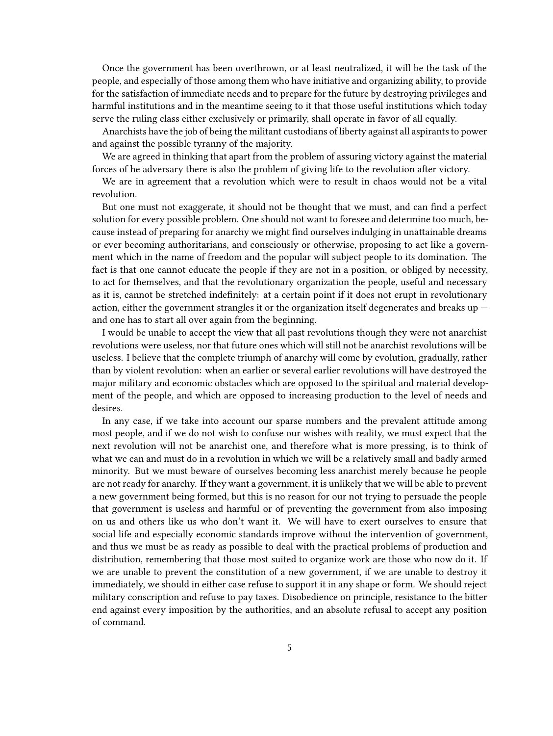Once the government has been overthrown, or at least neutralized, it will be the task of the people, and especially of those among them who have initiative and organizing ability, to provide for the satisfaction of immediate needs and to prepare for the future by destroying privileges and harmful institutions and in the meantime seeing to it that those useful institutions which today serve the ruling class either exclusively or primarily, shall operate in favor of all equally.

Anarchists have the job of being the militant custodians of liberty against all aspirants to power and against the possible tyranny of the majority.

We are agreed in thinking that apart from the problem of assuring victory against the material forces of he adversary there is also the problem of giving life to the revolution after victory.

We are in agreement that a revolution which were to result in chaos would not be a vital revolution.

But one must not exaggerate, it should not be thought that we must, and can find a perfect solution for every possible problem. One should not want to foresee and determine too much, because instead of preparing for anarchy we might find ourselves indulging in unattainable dreams or ever becoming authoritarians, and consciously or otherwise, proposing to act like a government which in the name of freedom and the popular will subject people to its domination. The fact is that one cannot educate the people if they are not in a position, or obliged by necessity, to act for themselves, and that the revolutionary organization the people, useful and necessary as it is, cannot be stretched indefinitely: at a certain point if it does not erupt in revolutionary action, either the government strangles it or the organization itself degenerates and breaks up — and one has to start all over again from the beginning.

I would be unable to accept the view that all past revolutions though they were not anarchist revolutions were useless, nor that future ones which will still not be anarchist revolutions will be useless. I believe that the complete triumph of anarchy will come by evolution, gradually, rather than by violent revolution: when an earlier or several earlier revolutions will have destroyed the major military and economic obstacles which are opposed to the spiritual and material development of the people, and which are opposed to increasing production to the level of needs and desires.

In any case, if we take into account our sparse numbers and the prevalent attitude among most people, and if we do not wish to confuse our wishes with reality, we must expect that the next revolution will not be anarchist one, and therefore what is more pressing, is to think of what we can and must do in a revolution in which we will be a relatively small and badly armed minority. But we must beware of ourselves becoming less anarchist merely because he people are not ready for anarchy. If they want a government, it is unlikely that we will be able to prevent a new government being formed, but this is no reason for our not trying to persuade the people that government is useless and harmful or of preventing the government from also imposing on us and others like us who don't want it. We will have to exert ourselves to ensure that social life and especially economic standards improve without the intervention of government, and thus we must be as ready as possible to deal with the practical problems of production and distribution, remembering that those most suited to organize work are those who now do it. If we are unable to prevent the constitution of a new government, if we are unable to destroy it immediately, we should in either case refuse to support it in any shape or form. We should reject military conscription and refuse to pay taxes. Disobedience on principle, resistance to the bitter end against every imposition by the authorities, and an absolute refusal to accept any position of command.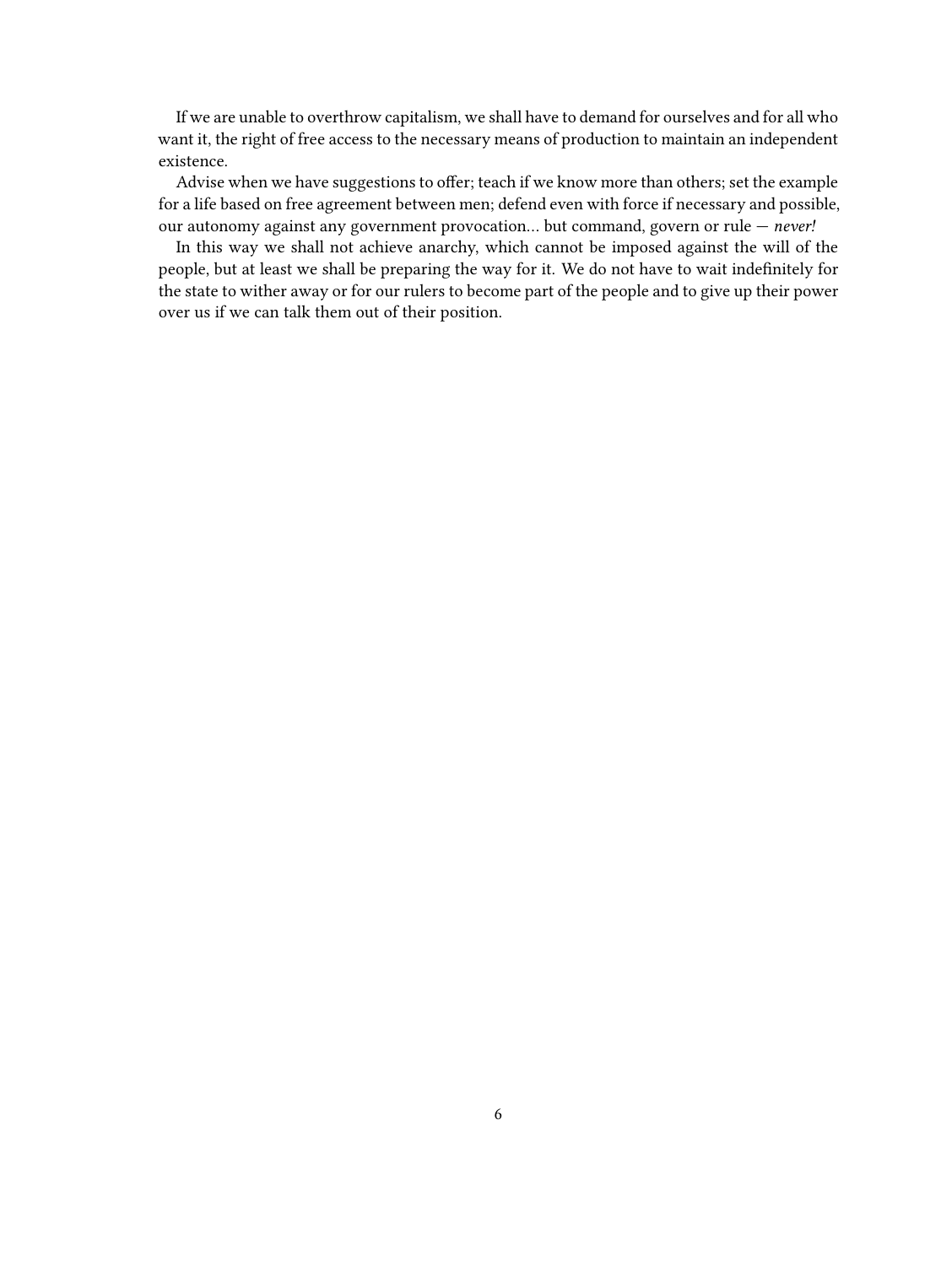If we are unable to overthrow capitalism, we shall have to demand for ourselves and for all who want it, the right of free access to the necessary means of production to maintain an independent existence.

Advise when we have suggestions to offer; teach if we know more than others; set the example for a life based on free agreement between men; defend even with force if necessary and possible, our autonomy against any government provocation… but command, govern or rule — *never!*

In this way we shall not achieve anarchy, which cannot be imposed against the will of the people, but at least we shall be preparing the way for it. We do not have to wait indefinitely for the state to wither away or for our rulers to become part of the people and to give up their power over us if we can talk them out of their position.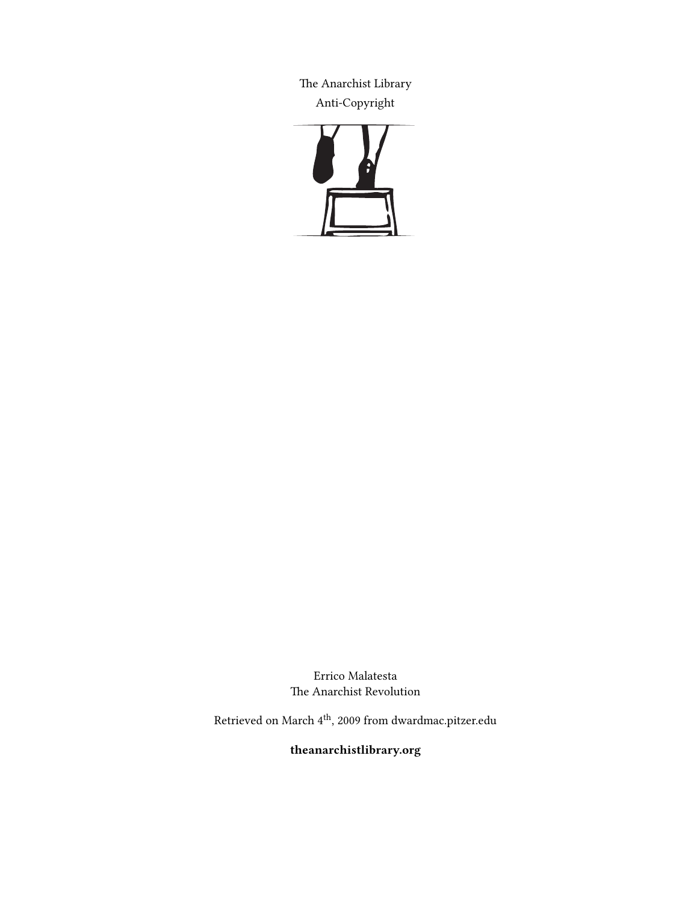The Anarchist Library
Anti-Copyright

Errico Malatesta
The Anarchist Revolution

Retrieved on March 4th, 2009 from dwardmac.pitzer.edu

**theanarchistlibrary.org**